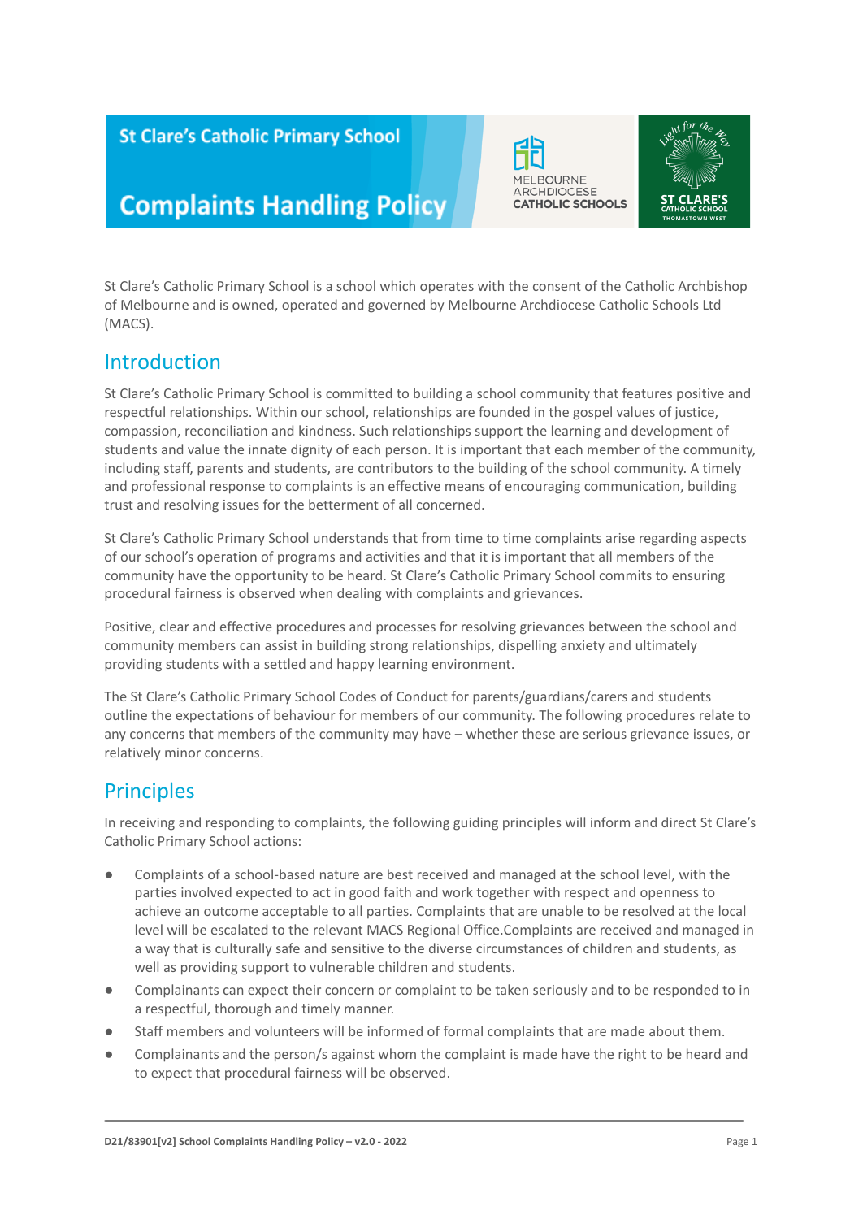# St Clare's Catholic Primary School

# Complaints Handling Policy

St Clare's Catholic Primary School is a school which operates with the consent of the Catholic Archbishop of Melbourne and is owned, operated and governed by Melbourne Archdiocese Catholic Schools Ltd (MACS).

## Introduction

St Clare's Catholic Primary School is committed to building a school community that features positive and respectful relationships. Within our school, relationships are founded in the gospel values of justice, compassion, reconciliation and kindness. Such relationships support the learning and development of students and value the innate dignity of each person. It is important that each member of the community, including staff, parents and students, are contributors to the building of the school community. A timely and professional response to complaints is an effective means of encouraging communication, building trust and resolving issues for the betterment of all concerned.

St Clare's Catholic Primary School understands that from time to time complaints arise regarding aspects of our school's operation of programs and activities and that it is important that all members of the community have the opportunity to be heard. St Clare's Catholic Primary School commits to ensuring procedural fairness is observed when dealing with complaints and grievances.

Positive, clear and effective procedures and processes for resolving grievances between the school and community members can assist in building strong relationships, dispelling anxiety and ultimately providing students with a settled and happy learning environment.

The St Clare's Catholic Primary School Codes of Conduct for parents/guardians/carers and students outline the expectations of behaviour for members of our community. The following procedures relate to any concerns that members of the community may have – whether these are serious grievance issues, or relatively minor concerns.

## Principles

In receiving and responding to complaints, the following guiding principles will inform and direct St Clare's Catholic Primary School actions:

- Complaints of a school-based nature are best received and managed at the school level, with the parties involved expected to act in good faith and work together with respect and openness to achieve an outcome acceptable to all parties. Complaints that are unable to be resolved at the local level will be escalated to the relevant MACS Regional Office.Complaints are received and managed in a way that is culturally safe and sensitive to the diverse circumstances of children and students, as well as providing support to vulnerable children and students.
- Complainants can expect their concern or complaint to be taken seriously and to be responded to in a respectful, thorough and timely manner.
- Staff members and volunteers will be informed of formal complaints that are made about them.
- Complainants and the person/s against whom the complaint is made have the right to be heard and to expect that procedural fairness will be observed.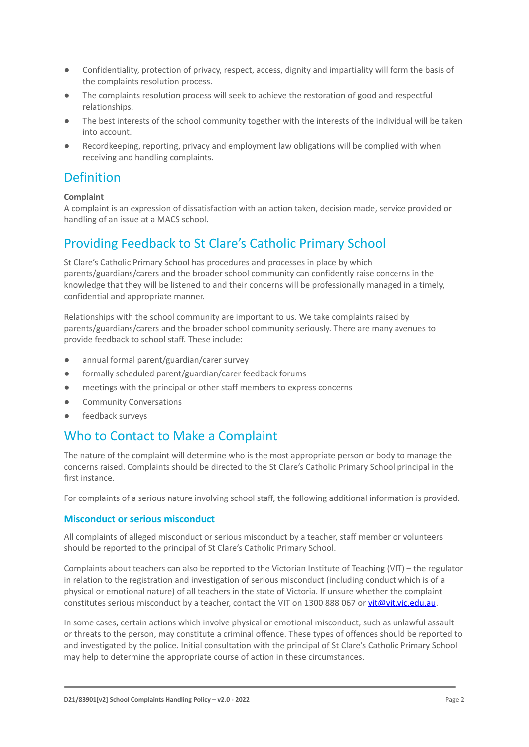- Confidentiality, protection of privacy, respect, access, dignity and impartiality will form the basis of the complaints resolution process.
- The complaints resolution process will seek to achieve the restoration of good and respectful relationships.
- The best interests of the school community together with the interests of the individual will be taken into account.
- Recordkeeping, reporting, privacy and employment law obligations will be complied with when receiving and handling complaints.

## Definition

**Complaint**
A complaint is an expression of dissatisfaction with an action taken, decision made, service provided or handling of an issue at a MACS school.

## Providing Feedback to St Clare's Catholic Primary School

St Clare's Catholic Primary School has procedures and processes in place by which parents/guardians/carers and the broader school community can confidently raise concerns in the knowledge that they will be listened to and their concerns will be professionally managed in a timely, confidential and appropriate manner.

Relationships with the school community are important to us. We take complaints raised by parents/guardians/carers and the broader school community seriously. There are many avenues to provide feedback to school staff. These include:

- annual formal parent/guardian/carer survey
- formally scheduled parent/guardian/carer feedback forums
- meetings with the principal or other staff members to express concerns
- Community Conversations
- feedback surveys

## Who to Contact to Make a Complaint

The nature of the complaint will determine who is the most appropriate person or body to manage the concerns raised. Complaints should be directed to the St Clare's Catholic Primary School principal in the first instance.

For complaints of a serious nature involving school staff, the following additional information is provided.

### Misconduct or serious misconduct

All complaints of alleged misconduct or serious misconduct by a teacher, staff member or volunteers should be reported to the principal of St Clare's Catholic Primary School.

Complaints about teachers can also be reported to the Victorian Institute of Teaching (VIT) – the regulator in relation to the registration and investigation of serious misconduct (including conduct which is of a physical or emotional nature) of all teachers in the state of Victoria. If unsure whether the complaint constitutes serious misconduct by a teacher, contact the VIT on 1300 888 067 or vit@vit.vic.edu.au.

In some cases, certain actions which involve physical or emotional misconduct, such as unlawful assault or threats to the person, may constitute a criminal offence. These types of offences should be reported to and investigated by the police. Initial consultation with the principal of St Clare's Catholic Primary School may help to determine the appropriate course of action in these circumstances.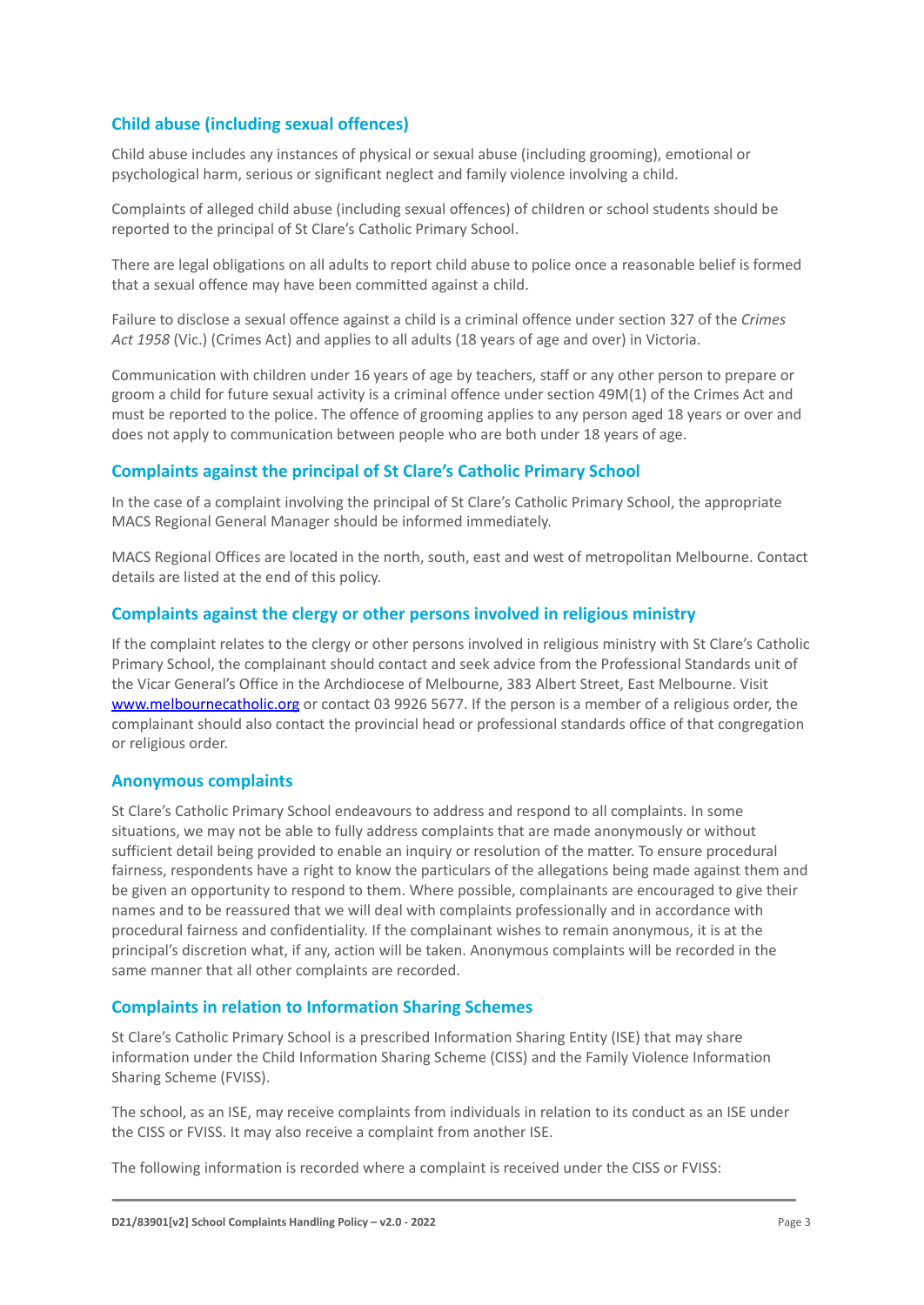## Child abuse (including sexual offences)

Child abuse includes any instances of physical or sexual abuse (including grooming), emotional or psychological harm, serious or significant neglect and family violence involving a child.

Complaints of alleged child abuse (including sexual offences) of children or school students should be reported to the principal of St Clare's Catholic Primary School.

There are legal obligations on all adults to report child abuse to police once a reasonable belief is formed that a sexual offence may have been committed against a child.

Failure to disclose a sexual offence against a child is a criminal offence under section 327 of the *Crimes Act 1958* (Vic.) (Crimes Act) and applies to all adults (18 years of age and over) in Victoria.

Communication with children under 16 years of age by teachers, staff or any other person to prepare or groom a child for future sexual activity is a criminal offence under section 49M(1) of the Crimes Act and must be reported to the police. The offence of grooming applies to any person aged 18 years or over and does not apply to communication between people who are both under 18 years of age.

## Complaints against the principal of St Clare's Catholic Primary School

In the case of a complaint involving the principal of St Clare's Catholic Primary School, the appropriate MACS Regional General Manager should be informed immediately.

MACS Regional Offices are located in the north, south, east and west of metropolitan Melbourne. Contact details are listed at the end of this policy.

## Complaints against the clergy or other persons involved in religious ministry

If the complaint relates to the clergy or other persons involved in religious ministry with St Clare's Catholic Primary School, the complainant should contact and seek advice from the Professional Standards unit of the Vicar General's Office in the Archdiocese of Melbourne, 383 Albert Street, East Melbourne. Visit [www.melbournecatholic.org](http://www.melbournecatholic.org) or contact 03 9926 5677. If the person is a member of a religious order, the complainant should also contact the provincial head or professional standards office of that congregation or religious order.

## Anonymous complaints

St Clare's Catholic Primary School endeavours to address and respond to all complaints. In some situations, we may not be able to fully address complaints that are made anonymously or without sufficient detail being provided to enable an inquiry or resolution of the matter. To ensure procedural fairness, respondents have a right to know the particulars of the allegations being made against them and be given an opportunity to respond to them. Where possible, complainants are encouraged to give their names and to be reassured that we will deal with complaints professionally and in accordance with procedural fairness and confidentiality. If the complainant wishes to remain anonymous, it is at the principal's discretion what, if any, action will be taken. Anonymous complaints will be recorded in the same manner that all other complaints are recorded.

## Complaints in relation to Information Sharing Schemes

St Clare's Catholic Primary School is a prescribed Information Sharing Entity (ISE) that may share information under the Child Information Sharing Scheme (CISS) and the Family Violence Information Sharing Scheme (FVISS).

The school, as an ISE, may receive complaints from individuals in relation to its conduct as an ISE under the CISS or FVISS. It may also receive a complaint from another ISE.

The following information is recorded where a complaint is received under the CISS or FVISS: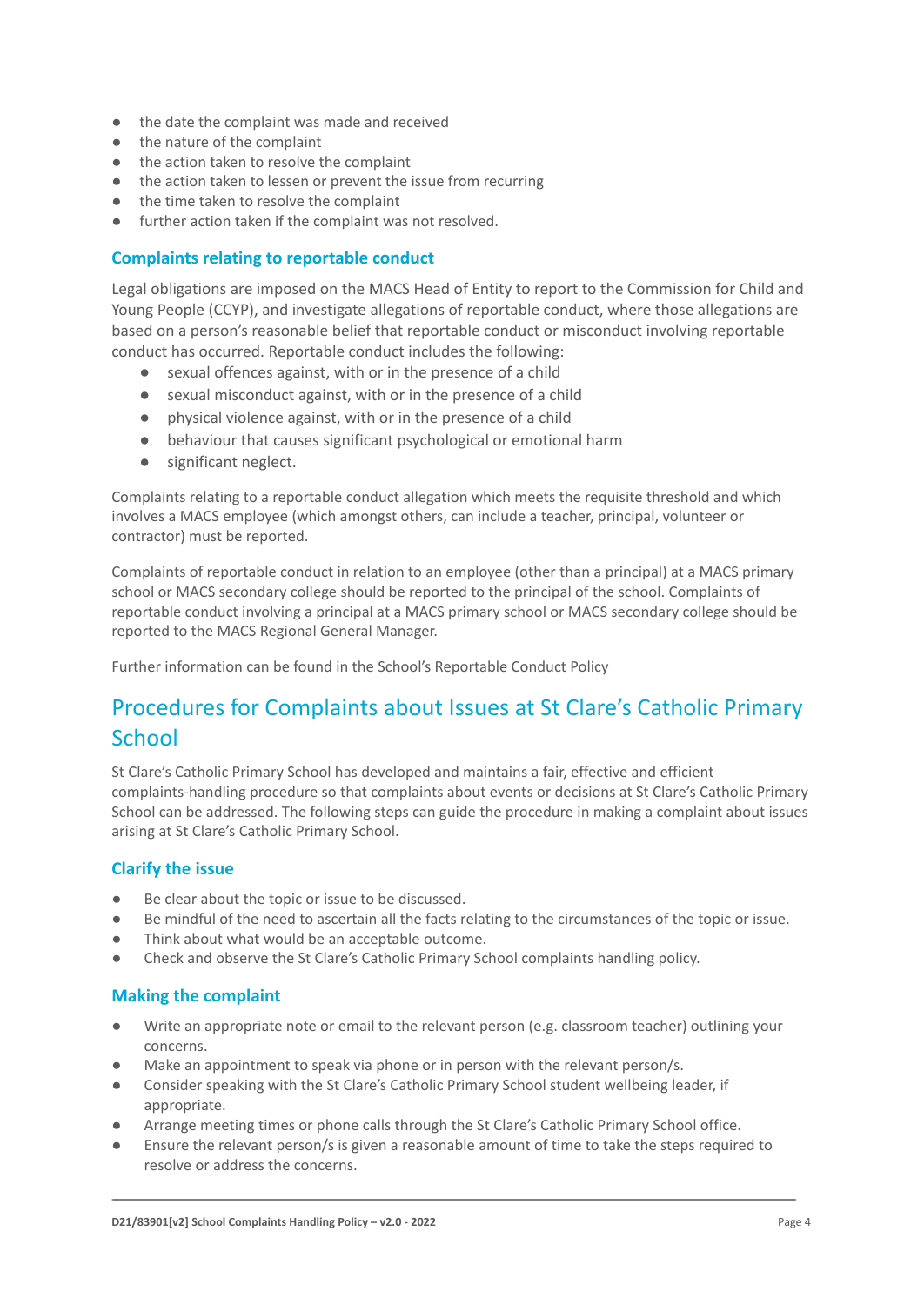- the date the complaint was made and received
- the nature of the complaint
- the action taken to resolve the complaint
- the action taken to lessen or prevent the issue from recurring
- the time taken to resolve the complaint
- further action taken if the complaint was not resolved.

### Complaints relating to reportable conduct

Legal obligations are imposed on the MACS Head of Entity to report to the Commission for Child and Young People (CCYP), and investigate allegations of reportable conduct, where those allegations are based on a person's reasonable belief that reportable conduct or misconduct involving reportable conduct has occurred. Reportable conduct includes the following:

- sexual offences against, with or in the presence of a child
- sexual misconduct against, with or in the presence of a child
- physical violence against, with or in the presence of a child
- behaviour that causes significant psychological or emotional harm
- significant neglect.

Complaints relating to a reportable conduct allegation which meets the requisite threshold and which involves a MACS employee (which amongst others, can include a teacher, principal, volunteer or contractor) must be reported.

Complaints of reportable conduct in relation to an employee (other than a principal) at a MACS primary school or MACS secondary college should be reported to the principal of the school. Complaints of reportable conduct involving a principal at a MACS primary school or MACS secondary college should be reported to the MACS Regional General Manager.

Further information can be found in the School's Reportable Conduct Policy

## Procedures for Complaints about Issues at St Clare's Catholic Primary School

St Clare's Catholic Primary School has developed and maintains a fair, effective and efficient complaints-handling procedure so that complaints about events or decisions at St Clare's Catholic Primary School can be addressed. The following steps can guide the procedure in making a complaint about issues arising at St Clare's Catholic Primary School.

### Clarify the issue

- Be clear about the topic or issue to be discussed.
- Be mindful of the need to ascertain all the facts relating to the circumstances of the topic or issue.
- Think about what would be an acceptable outcome.
- Check and observe the St Clare's Catholic Primary School complaints handling policy.

### Making the complaint

- Write an appropriate note or email to the relevant person (e.g. classroom teacher) outlining your concerns.
- Make an appointment to speak via phone or in person with the relevant person/s.
- Consider speaking with the St Clare's Catholic Primary School student wellbeing leader, if appropriate.
- Arrange meeting times or phone calls through the St Clare's Catholic Primary School office.
- Ensure the relevant person/s is given a reasonable amount of time to take the steps required to resolve or address the concerns.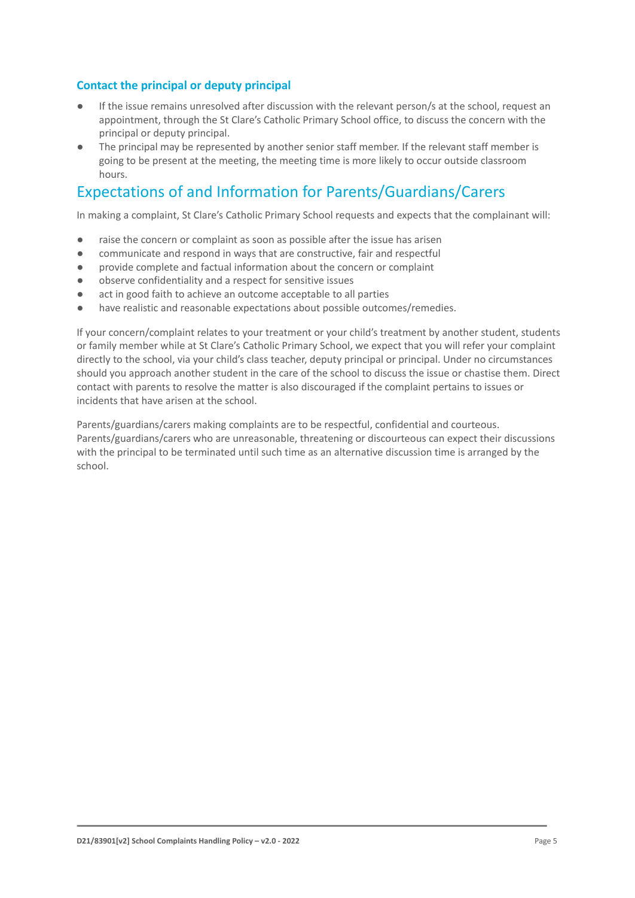### Contact the principal or deputy principal

- If the issue remains unresolved after discussion with the relevant person/s at the school, request an appointment, through the St Clare's Catholic Primary School office, to discuss the concern with the principal or deputy principal.
- The principal may be represented by another senior staff member. If the relevant staff member is going to be present at the meeting, the meeting time is more likely to occur outside classroom hours.

## Expectations of and Information for Parents/Guardians/Carers

In making a complaint, St Clare's Catholic Primary School requests and expects that the complainant will:

- raise the concern or complaint as soon as possible after the issue has arisen
- communicate and respond in ways that are constructive, fair and respectful
- provide complete and factual information about the concern or complaint
- observe confidentiality and a respect for sensitive issues
- act in good faith to achieve an outcome acceptable to all parties
- have realistic and reasonable expectations about possible outcomes/remedies.

If your concern/complaint relates to your treatment or your child's treatment by another student, students or family member while at St Clare's Catholic Primary School, we expect that you will refer your complaint directly to the school, via your child's class teacher, deputy principal or principal. Under no circumstances should you approach another student in the care of the school to discuss the issue or chastise them. Direct contact with parents to resolve the matter is also discouraged if the complaint pertains to issues or incidents that have arisen at the school.

Parents/guardians/carers making complaints are to be respectful, confidential and courteous. Parents/guardians/carers who are unreasonable, threatening or discourteous can expect their discussions with the principal to be terminated until such time as an alternative discussion time is arranged by the school.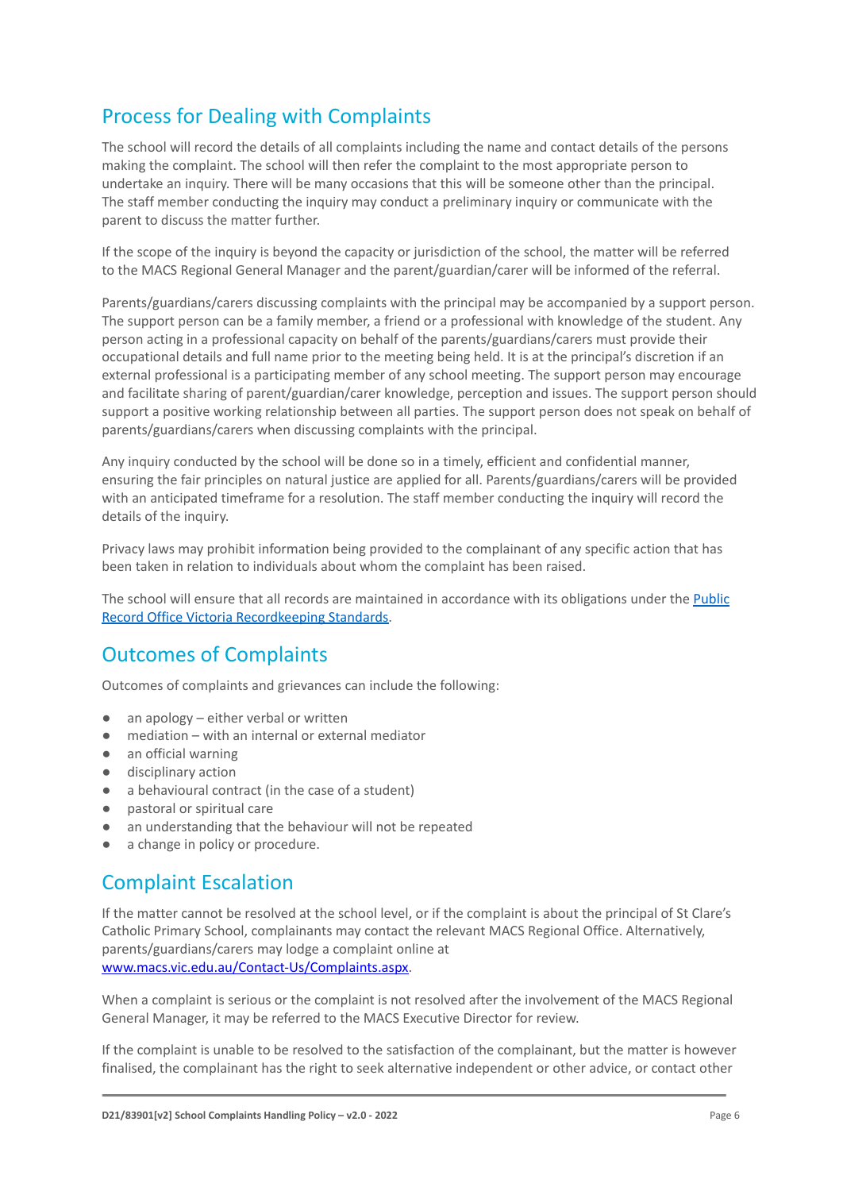## Process for Dealing with Complaints

The school will record the details of all complaints including the name and contact details of the persons making the complaint. The school will then refer the complaint to the most appropriate person to undertake an inquiry. There will be many occasions that this will be someone other than the principal. The staff member conducting the inquiry may conduct a preliminary inquiry or communicate with the parent to discuss the matter further.

If the scope of the inquiry is beyond the capacity or jurisdiction of the school, the matter will be referred to the MACS Regional General Manager and the parent/guardian/carer will be informed of the referral.

Parents/guardians/carers discussing complaints with the principal may be accompanied by a support person. The support person can be a family member, a friend or a professional with knowledge of the student. Any person acting in a professional capacity on behalf of the parents/guardians/carers must provide their occupational details and full name prior to the meeting being held. It is at the principal's discretion if an external professional is a participating member of any school meeting. The support person may encourage and facilitate sharing of parent/guardian/carer knowledge, perception and issues. The support person should support a positive working relationship between all parties. The support person does not speak on behalf of parents/guardians/carers when discussing complaints with the principal.

Any inquiry conducted by the school will be done so in a timely, efficient and confidential manner, ensuring the fair principles on natural justice are applied for all. Parents/guardians/carers will be provided with an anticipated timeframe for a resolution. The staff member conducting the inquiry will record the details of the inquiry.

Privacy laws may prohibit information being provided to the complainant of any specific action that has been taken in relation to individuals about whom the complaint has been raised.

The school will ensure that all records are maintained in accordance with its obligations under the [Public Record Office Victoria Recordkeeping Standards](#).

## Outcomes of Complaints

Outcomes of complaints and grievances can include the following:

- an apology – either verbal or written
- mediation – with an internal or external mediator
- an official warning
- disciplinary action
- a behavioural contract (in the case of a student)
- pastoral or spiritual care
- an understanding that the behaviour will not be repeated
- a change in policy or procedure.

## Complaint Escalation

If the matter cannot be resolved at the school level, or if the complaint is about the principal of St Clare's Catholic Primary School, complainants may contact the relevant MACS Regional Office. Alternatively, parents/guardians/carers may lodge a complaint online at [www.macs.vic.edu.au/Contact-Us/Complaints.aspx](http://www.macs.vic.edu.au/Contact-Us/Complaints.aspx).

When a complaint is serious or the complaint is not resolved after the involvement of the MACS Regional General Manager, it may be referred to the MACS Executive Director for review.

If the complaint is unable to be resolved to the satisfaction of the complainant, but the matter is however finalised, the complainant has the right to seek alternative independent or other advice, or contact other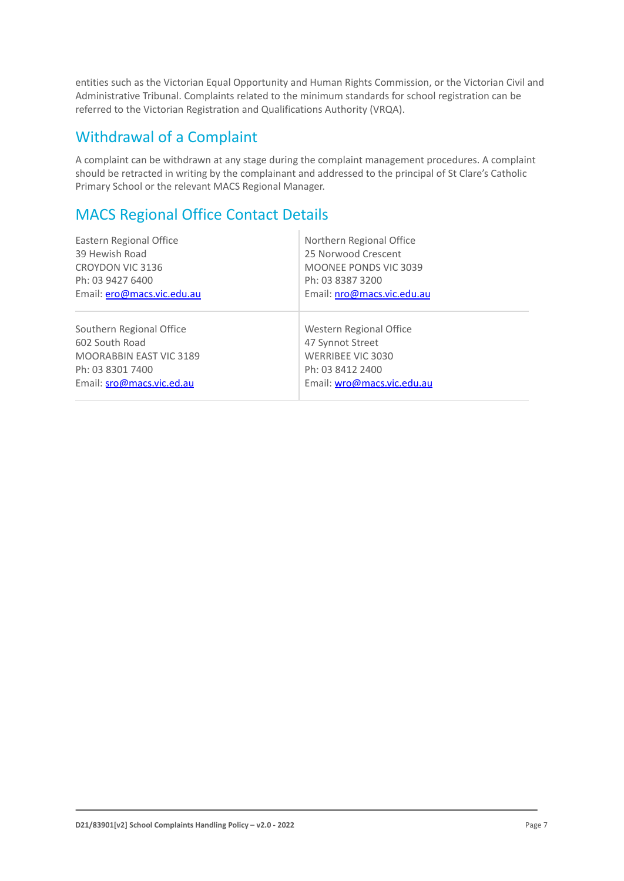entities such as the Victorian Equal Opportunity and Human Rights Commission, or the Victorian Civil and Administrative Tribunal. Complaints related to the minimum standards for school registration can be referred to the Victorian Registration and Qualifications Authority (VRQA).

## Withdrawal of a Complaint

A complaint can be withdrawn at any stage during the complaint management procedures. A complaint should be retracted in writing by the complainant and addressed to the principal of St Clare's Catholic Primary School or the relevant MACS Regional Manager.

## MACS Regional Office Contact Details

| | |
|---|---|
| Eastern Regional Office<br>39 Hewish Road<br>CROYDON VIC 3136<br>Ph: 03 9427 6400<br>Email: ero@macs.vic.edu.au | Northern Regional Office<br>25 Norwood Crescent<br>MOONEE PONDS VIC 3039<br>Ph: 03 8387 3200<br>Email: nro@macs.vic.edu.au |
| Southern Regional Office<br>602 South Road<br>MOORABBIN EAST VIC 3189<br>Ph: 03 8301 7400<br>Email: sro@macs.vic.ed.au | Western Regional Office<br>47 Synnot Street<br>WERRIBEE VIC 3030<br>Ph: 03 8412 2400<br>Email: wro@macs.vic.edu.au |